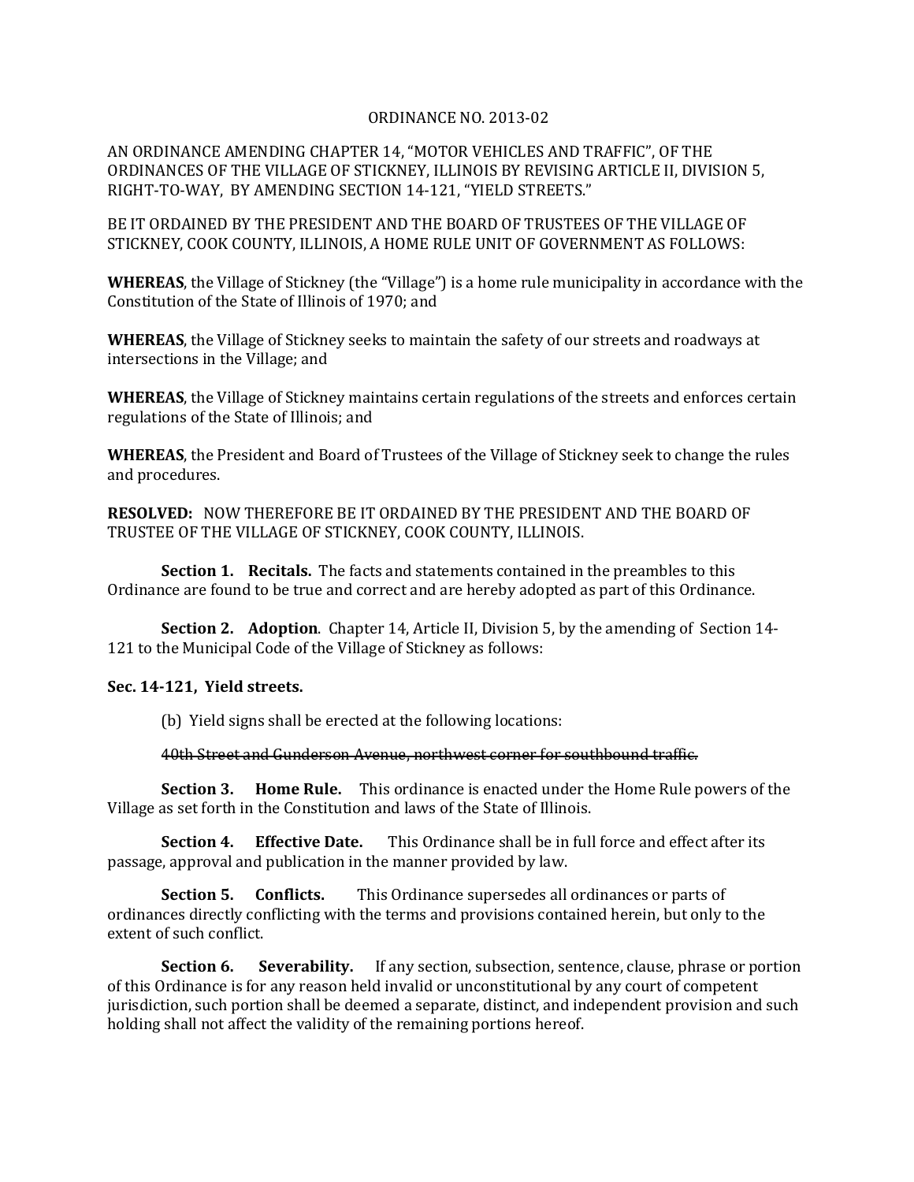ORDINANCE NO. 2013-02

AN ORDINANCE AMENDING CHAPTER 14, "MOTOR VEHICLES AND TRAFFIC", OF THE ORDINANCES OF THE VILLAGE OF STICKNEY, ILLINOIS BY REVISING ARTICLE II, DIVISION 5, RIGHT-TO-WAY, BY AMENDING SECTION 14-121, "YIELD STREETS."

BE IT ORDAINED BY THE PRESIDENT AND THE BOARD OF TRUSTEES OF THE VILLAGE OF STICKNEY, COOK COUNTY, ILLINOIS, A HOME RULE UNIT OF GOVERNMENT AS FOLLOWS:

**WHEREAS**, the Village of Stickney (the "Village") is a home rule municipality in accordance with the Constitution of the State of Illinois of 1970; and

**WHEREAS**, the Village of Stickney seeks to maintain the safety of our streets and roadways at intersections in the Village; and

**WHEREAS**, the Village of Stickney maintains certain regulations of the streets and enforces certain regulations of the State of Illinois; and

**WHEREAS**, the President and Board of Trustees of the Village of Stickney seek to change the rules and procedures.

**RESOLVED:** NOW THEREFORE BE IT ORDAINED BY THE PRESIDENT AND THE BOARD OF TRUSTEE OF THE VILLAGE OF STICKNEY, COOK COUNTY, ILLINOIS.

**Section 1. Recitals.** The facts and statements contained in the preambles to this Ordinance are found to be true and correct and are hereby adopted as part of this Ordinance.

**Section 2. Adoption**. Chapter 14, Article II, Division 5, by the amending of Section 14-121 to the Municipal Code of the Village of Stickney as follows:

**Sec. 14-121, Yield streets.**

(b) Yield signs shall be erected at the following locations:

~~40th Street and Gunderson Avenue, northwest corner for southbound traffic.~~

**Section 3. Home Rule.** This ordinance is enacted under the Home Rule powers of the Village as set forth in the Constitution and laws of the State of Illinois.

**Section 4. Effective Date.** This Ordinance shall be in full force and effect after its passage, approval and publication in the manner provided by law.

**Section 5. Conflicts.** This Ordinance supersedes all ordinances or parts of ordinances directly conflicting with the terms and provisions contained herein, but only to the extent of such conflict.

**Section 6. Severability.** If any section, subsection, sentence, clause, phrase or portion of this Ordinance is for any reason held invalid or unconstitutional by any court of competent jurisdiction, such portion shall be deemed a separate, distinct, and independent provision and such holding shall not affect the validity of the remaining portions hereof.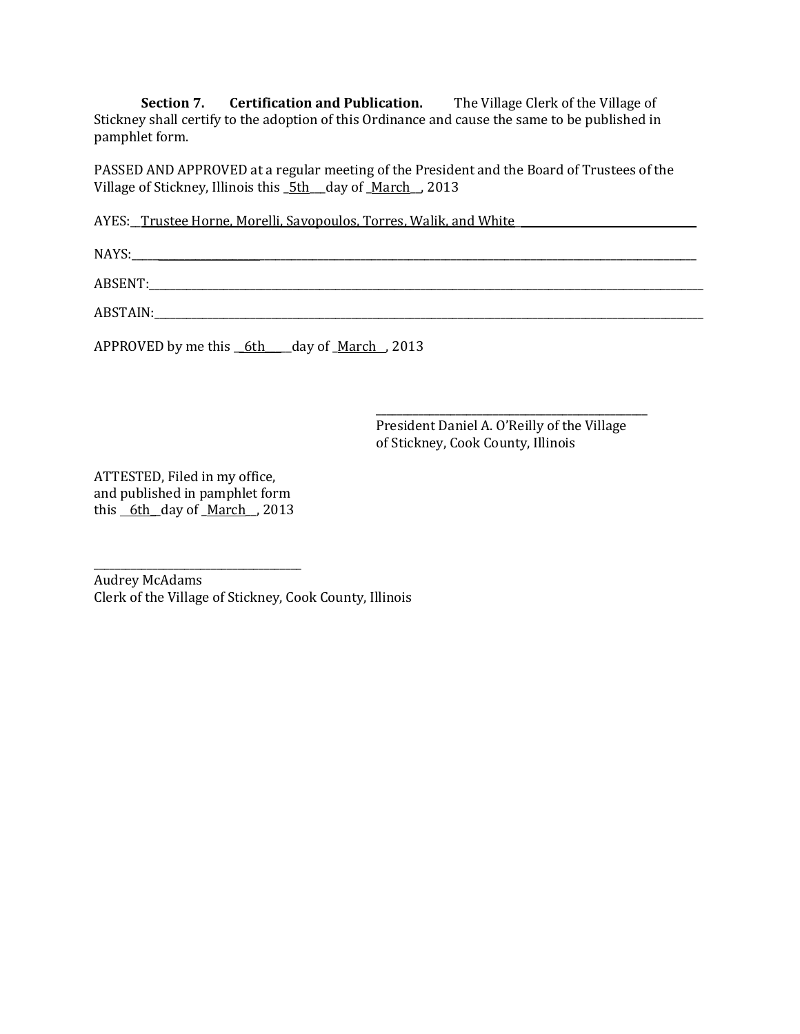**Section 7. Certification and Publication.** The Village Clerk of the Village of Stickney shall certify to the adoption of this Ordinance and cause the same to be published in pamphlet form.

PASSED AND APPROVED at a regular meeting of the President and the Board of Trustees of the Village of Stickney, Illinois this _5th___day of _March__, 2013

AYES:__Trustee Horne, Morelli, Savopoulos, Torres, Walik, and White ________________________________

NAYS:______________________________________________________________________________________________

ABSENT:____________________________________________________________________________________________

ABSTAIN:___________________________________________________________________________________________

APPROVED by me this __6th_____day of _March__, 2013

_________________________________________________
President Daniel A. O'Reilly of the Village
of Stickney, Cook County, Illinois

ATTESTED, Filed in my office,
and published in pamphlet form
this __6th__day of _March__, 2013

______________________________________
Audrey McAdams
Clerk of the Village of Stickney, Cook County, Illinois